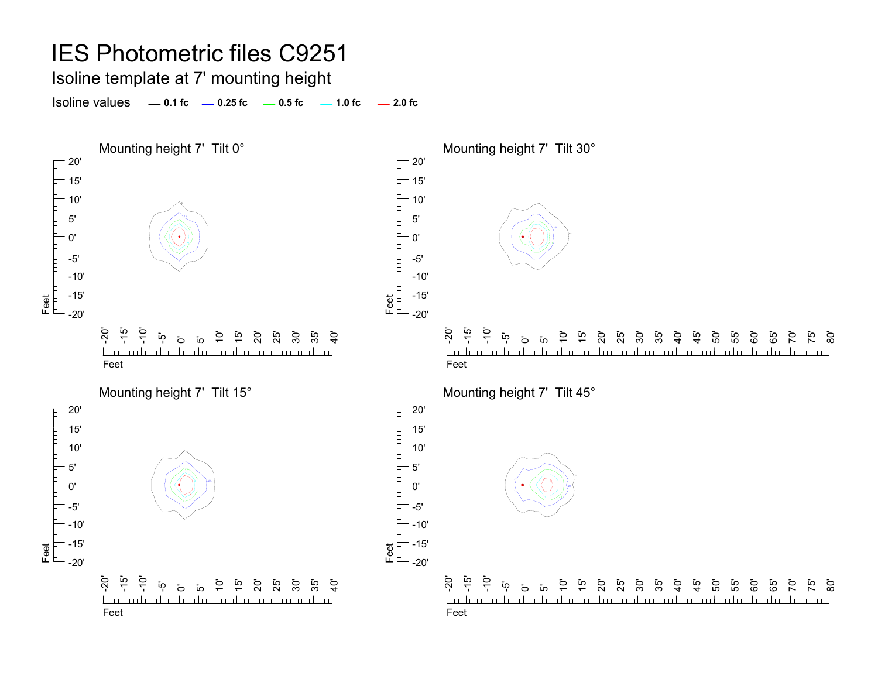# IES Photometric files C9251

## Isoline template at 7' mounting height

Isoline values — 0.1 fc — 0.25 fc — 0.5 fc — 1.0 fc — 2.0 fc

### Mounting height 7' Tilt 0°

### Mounting height 7' Tilt 30°

### Mounting height 7' Tilt 15°

### Mounting height 7' Tilt 45°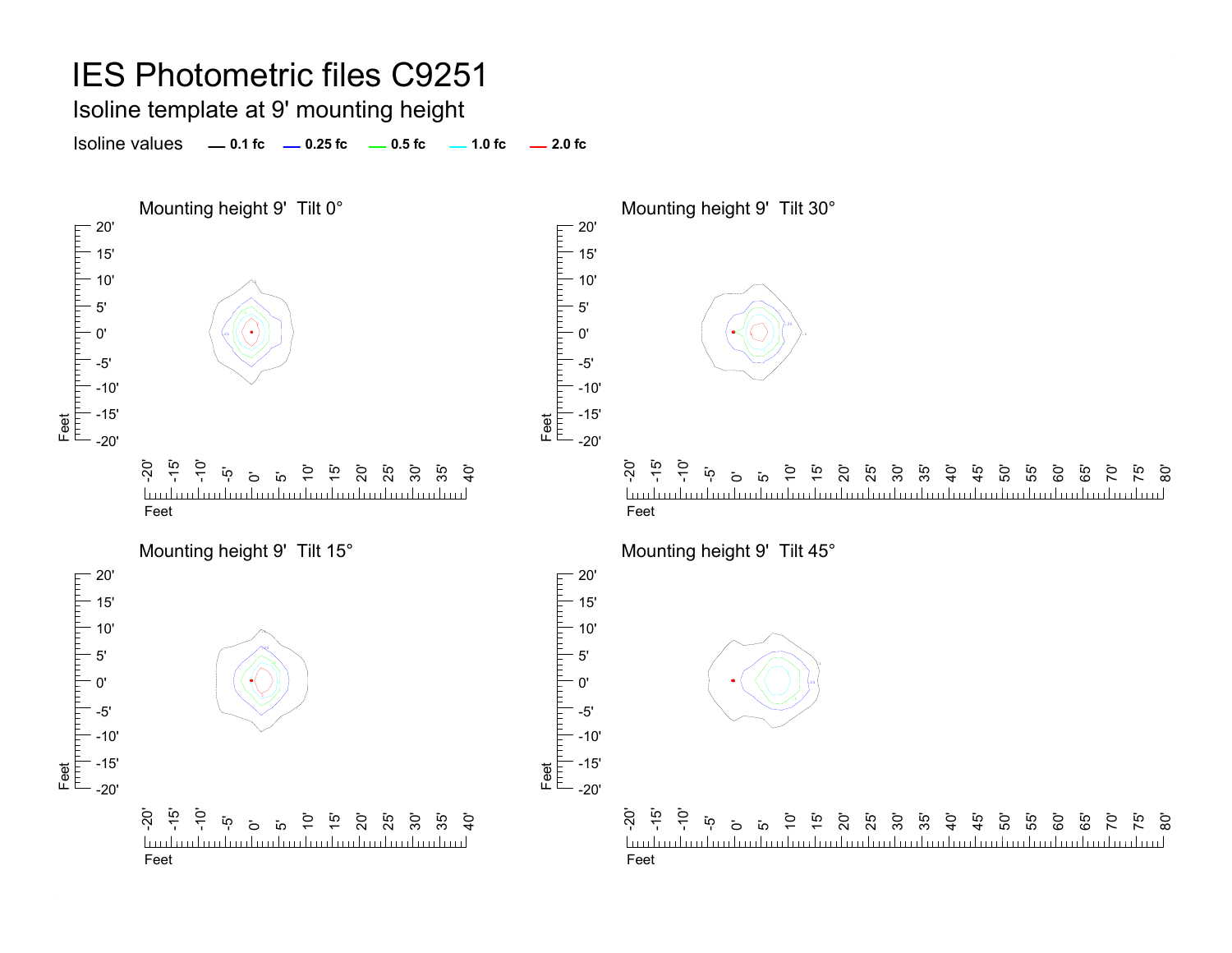# IES Photometric files C9251

## Isoline template at 9' mounting height

Isoline values — 0.1 fc — 0.25 fc — 0.5 fc — 1.0 fc — 2.0 fc

### Mounting height 9' Tilt 0°

### Mounting height 9' Tilt 30°

### Mounting height 9' Tilt 15°

### Mounting height 9' Tilt 45°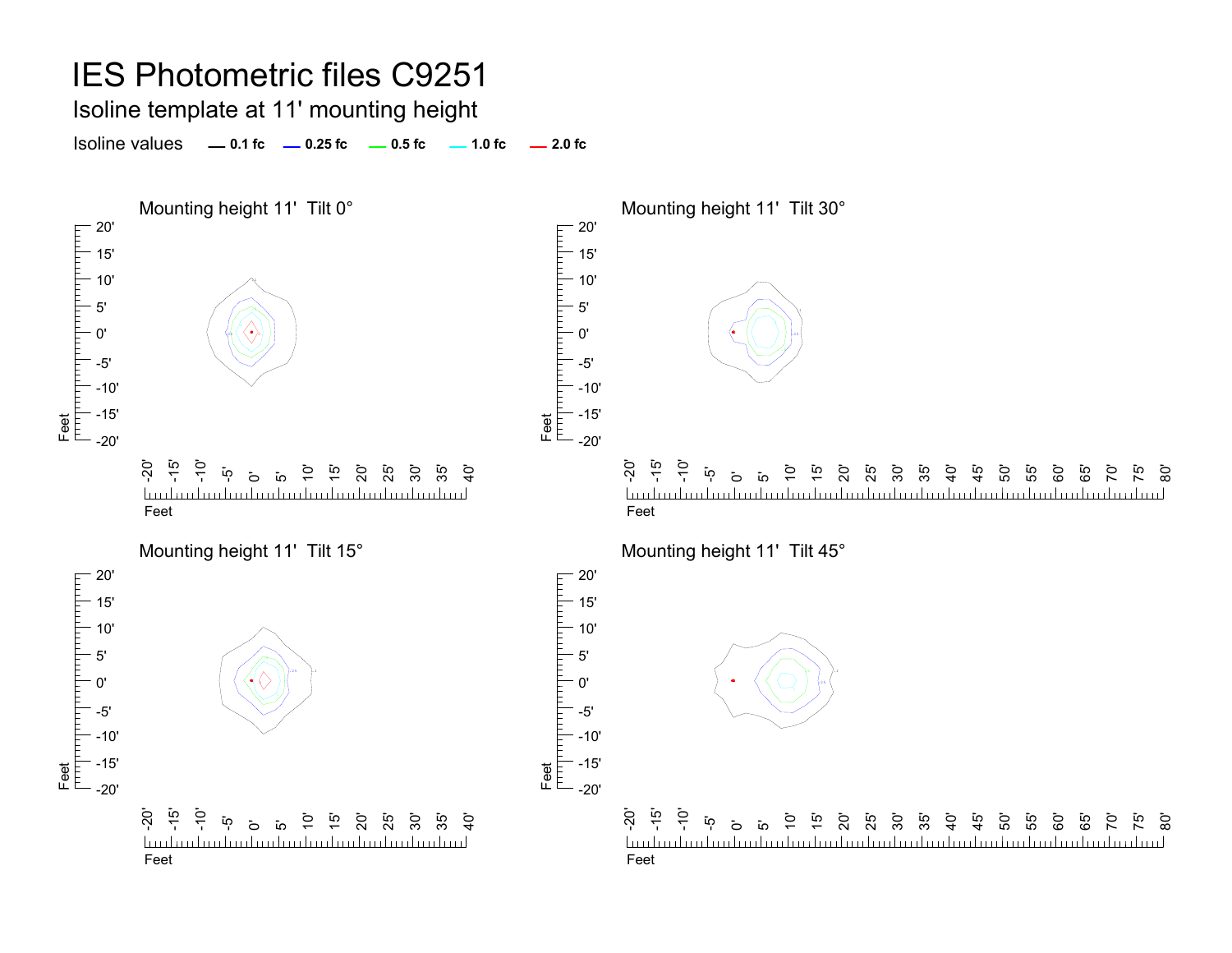# IES Photometric files C9251

## Isoline template at 11' mounting height

Isoline values — 0.1 fc — 0.25 fc — 0.5 fc — 1.0 fc — 2.0 fc

### Mounting height 11' Tilt 0°

### Mounting height 11' Tilt 30°

### Mounting height 11' Tilt 15°

### Mounting height 11' Tilt 45°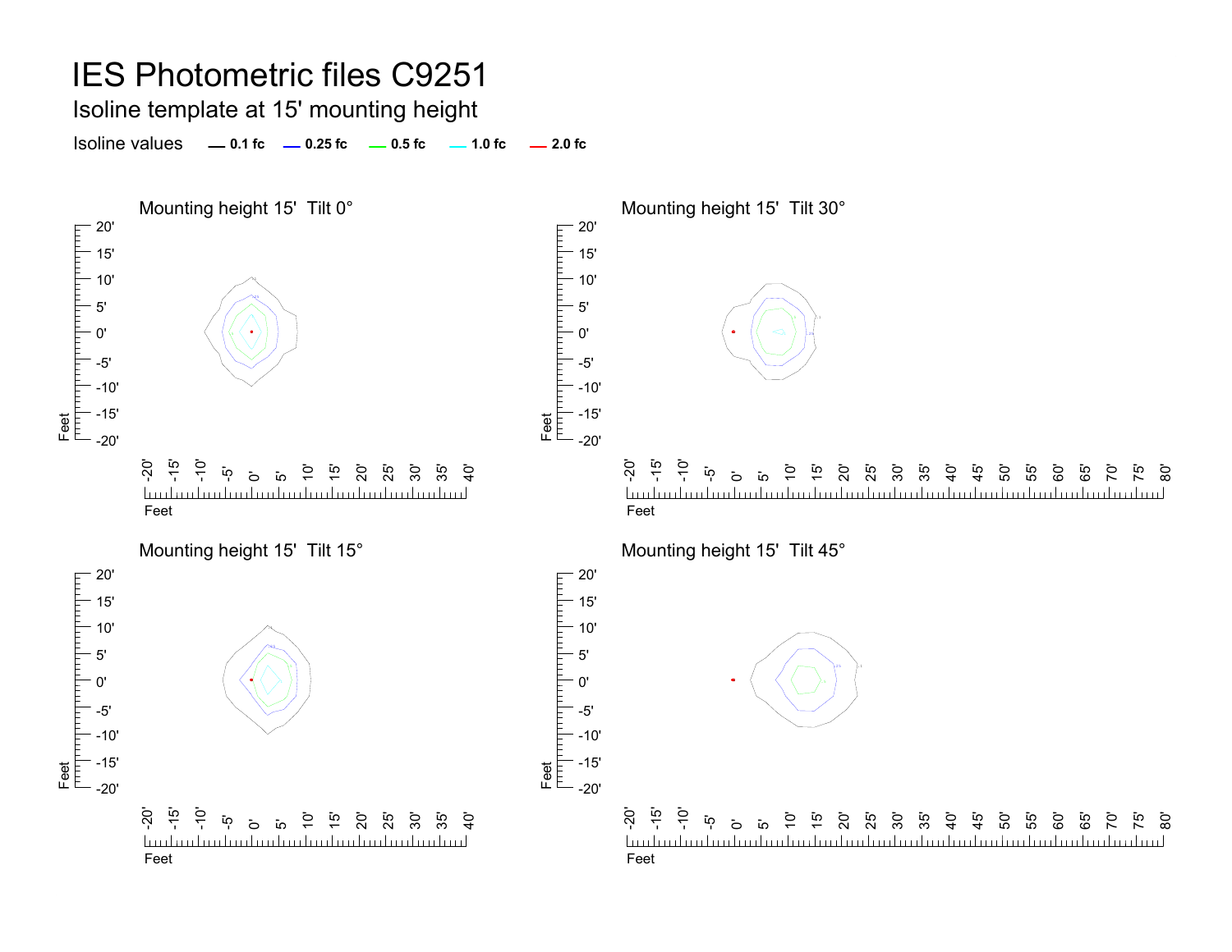# IES Photometric files C9251

## Isoline template at 15' mounting height

Isoline values — 0.1 fc — 0.25 fc — 0.5 fc — 1.0 fc — 2.0 fc

### Mounting height 15' Tilt 0°

### Mounting height 15' Tilt 30°

### Mounting height 15' Tilt 15°

### Mounting height 15' Tilt 45°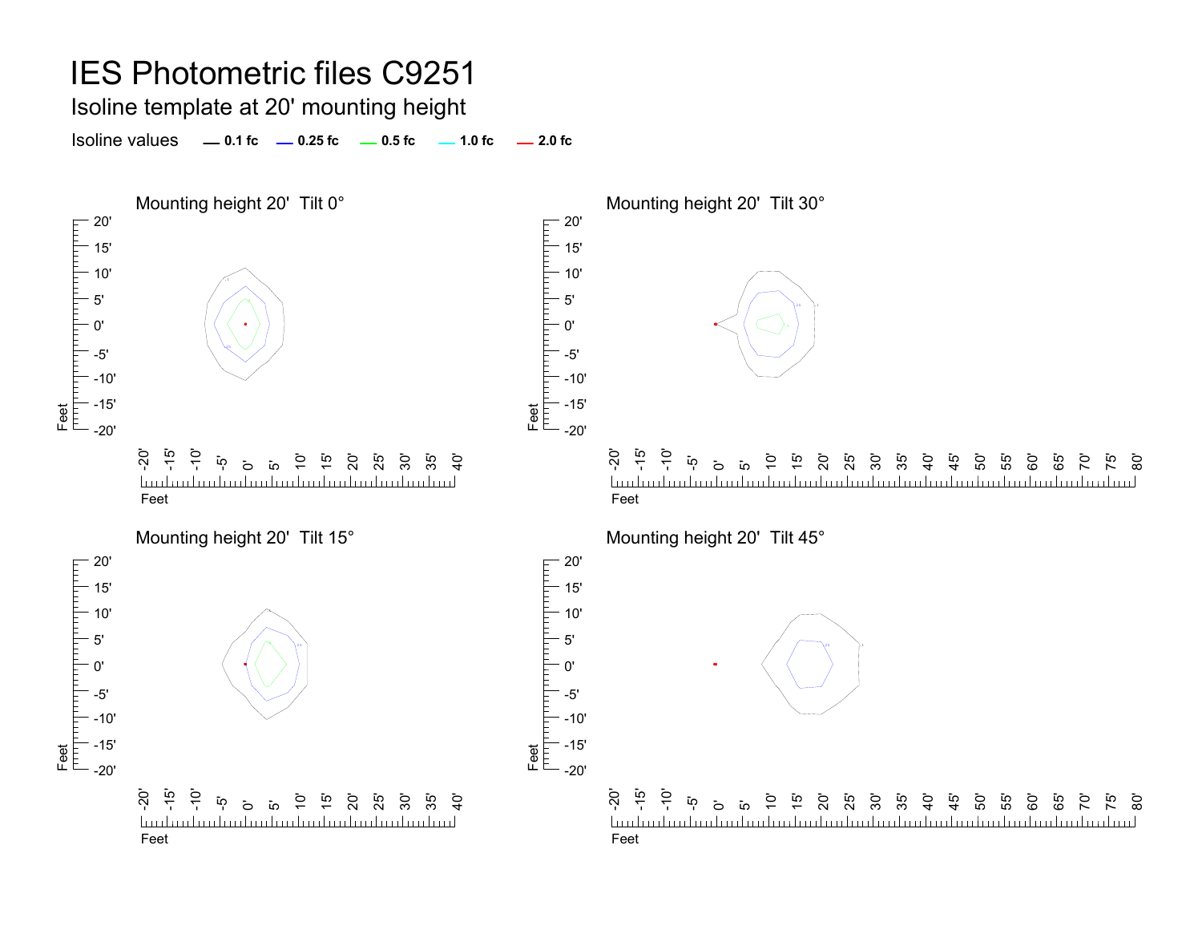# IES Photometric files C9251

## Isoline template at 20' mounting height

Isoline values — 0.1 fc — 0.25 fc — 0.5 fc — 1.0 fc — 2.0 fc

### Mounting height 20' Tilt 0°

### Mounting height 20' Tilt 30°

### Mounting height 20' Tilt 15°

### Mounting height 20' Tilt 45°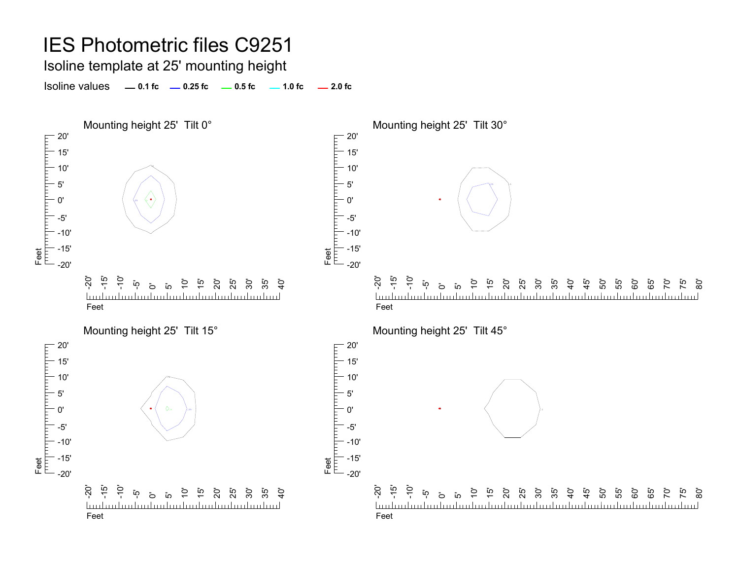# IES Photometric files C9251

## Isoline template at 25' mounting height

Isoline values — 0.1 fc — 0.25 fc — 0.5 fc — 1.0 fc — 2.0 fc

### Mounting height 25' Tilt 0°

### Mounting height 25' Tilt 30°

### Mounting height 25' Tilt 15°

### Mounting height 25' Tilt 45°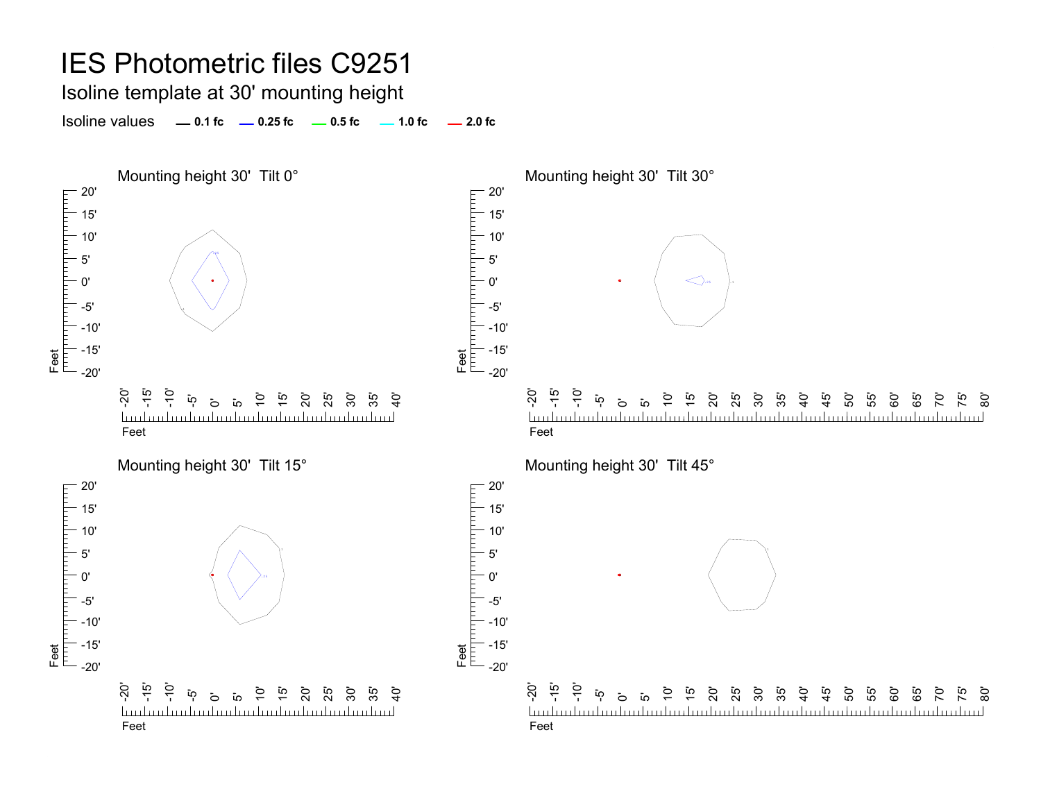# IES Photometric files C9251

## Isoline template at 30' mounting height

Isoline values — 0.1 fc — 0.25 fc — 0.5 fc — 1.0 fc — 2.0 fc

### Mounting height 30' Tilt 0°

### Mounting height 30' Tilt 30°

### Mounting height 30' Tilt 15°

### Mounting height 30' Tilt 45°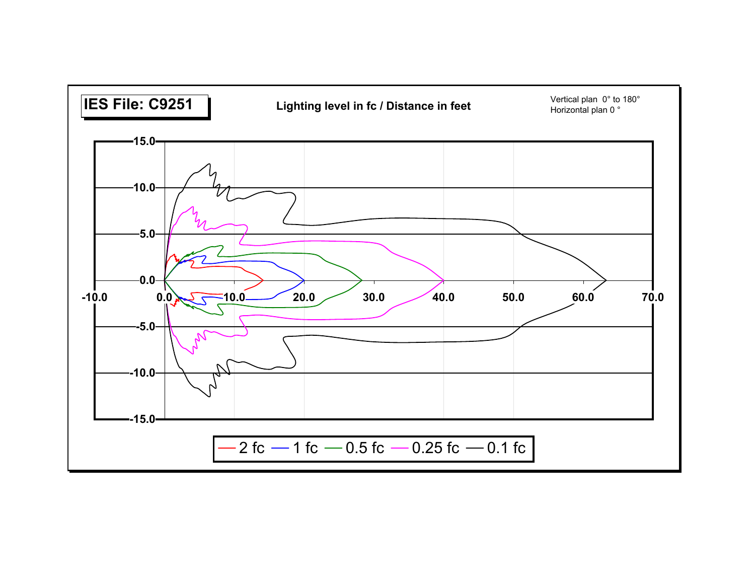IES File: C9251

Lighting level in fc / Distance in feet

Vertical plan 0° to 180°
Horizontal plan 0 °

15.0
10.0
5.0
0.0
-5.0
-10.0
-15.0

-10.0
0.0
10.0
20.0
30.0
40.0
50.0
60.0
70.0

2 fc — 1 fc — 0.5 fc — 0.25 fc — 0.1 fc